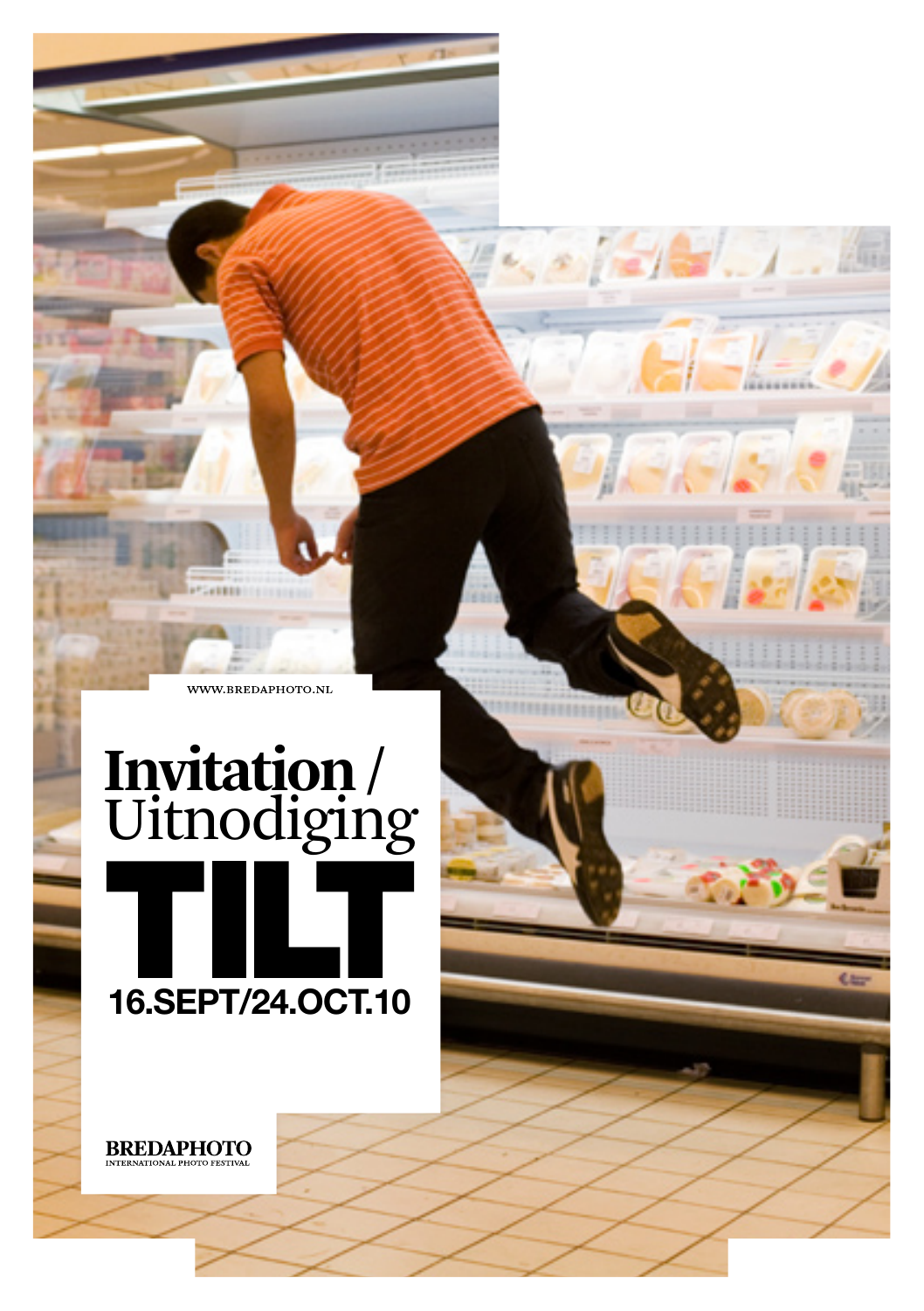WWW.BREDAPHOTO.NL

# Invitation / Uitnodiging

# TILT

**16.SEPT/24.OCT.10**

**BREDAPHOTO**
INTERNATIONAL PHOTO FESTIVAL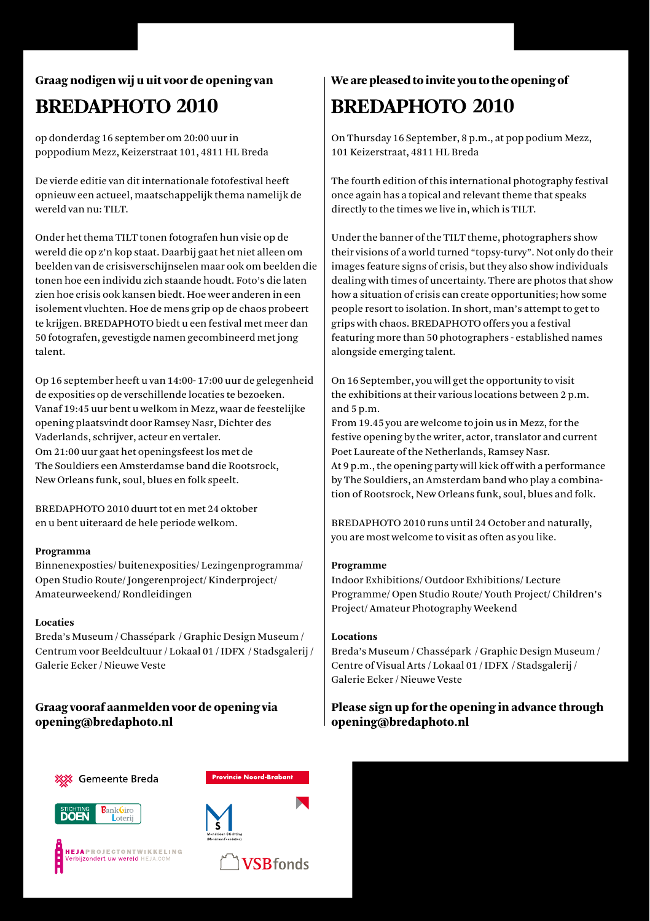Graag nodigen wij u uit voor de opening van

# BREDAPHOTO 2010

op donderdag 16 september om 20:00 uur in poppodium Mezz, Keizerstraat 101, 4811 HL Breda

De vierde editie van dit internationale fotofestival heeft opnieuw een actueel, maatschappelijk thema namelijk de wereld van nu: TILT.

Onder het thema TILT tonen fotografen hun visie op de wereld die op z'n kop staat. Daarbij gaat het niet alleen om beelden van de crisisverschijnselen maar ook om beelden die tonen hoe een individu zich staande houdt. Foto's die laten zien hoe crisis ook kansen biedt. Hoe weer anderen in een isolement vluchten. Hoe de mens grip op de chaos probeert te krijgen. BREDAPHOTO biedt u een festival met meer dan 50 fotografen, gevestigde namen gecombineerd met jong talent.

Op 16 september heeft u van 14:00- 17:00 uur de gelegenheid de exposities op de verschillende locaties te bezoeken.
Vanaf 19:45 uur bent u welkom in Mezz, waar de feestelijke opening plaatsvindt door Ramsey Nasr, Dichter des Vaderlands, schrijver, acteur en vertaler.
Om 21:00 uur gaat het openingsfeest los met de The Souldiers een Amsterdamse band die Rootsrock, New Orleans funk, soul, blues en folk speelt.

BREDAPHOTO 2010 duurt tot en met 24 oktober en u bent uiteraard de hele periode welkom.

**Programma**
Binnenexposties/ buitenexposities/ Lezingenprogramma/ Open Studio Route/ Jongerenproject/ Kinderproject/ Amateurweekend/ Rondleidingen

**Locaties**
Breda's Museum / Chassépark / Graphic Design Museum / Centrum voor Beeldcultuur / Lokaal 01 / IDFX / Stadsgalerij / Galerie Ecker / Nieuwe Veste

**Graag vooraf aanmelden voor de opening via opening@bredaphoto.nl**

We are pleased to invite you to the opening of

# BREDAPHOTO 2010

On Thursday 16 September, 8 p.m., at pop podium Mezz, 101 Keizerstraat, 4811 HL Breda

The fourth edition of this international photography festival once again has a topical and relevant theme that speaks directly to the times we live in, which is TILT.

Under the banner of the TILT theme, photographers show their visions of a world turned "topsy-turvy". Not only do their images feature signs of crisis, but they also show individuals dealing with times of uncertainty. There are photos that show how a situation of crisis can create opportunities; how some people resort to isolation. In short, man's attempt to get to grips with chaos. BREDAPHOTO offers you a festival featuring more than 50 photographers - established names alongside emerging talent.

On 16 September, you will get the opportunity to visit the exhibitions at their various locations between 2 p.m. and 5 p.m.
From 19.45 you are welcome to join us in Mezz, for the festive opening by the writer, actor, translator and current Poet Laureate of the Netherlands, Ramsey Nasr.
At 9 p.m., the opening party will kick off with a performance by The Souldiers, an Amsterdam band who play a combination of Rootsrock, New Orleans funk, soul, blues and folk.

BREDAPHOTO 2010 runs until 24 October and naturally, you are most welcome to visit as often as you like.

**Programme**
Indoor Exhibitions/ Outdoor Exhibitions/ Lecture Programme/ Open Studio Route/ Youth Project/ Children's Project/ Amateur Photography Weekend

**Locations**
Breda's Museum / Chassépark / Graphic Design Museum / Centre of Visual Arts / Lokaal 01 / IDFX / Stadsgalerij / Galerie Ecker / Nieuwe Veste

**Please sign up for the opening in advance through opening@bredaphoto.nl**

Gemeente Breda
Provincie Noord-Brabant
Stichting DOEN
BankGiro Loterij
Mondriaan Stichting (Mondriaan Foundation)
HEJA Projectontwikkeling – Verbijzondert uw wereld – HEJA.COM
VSBfonds